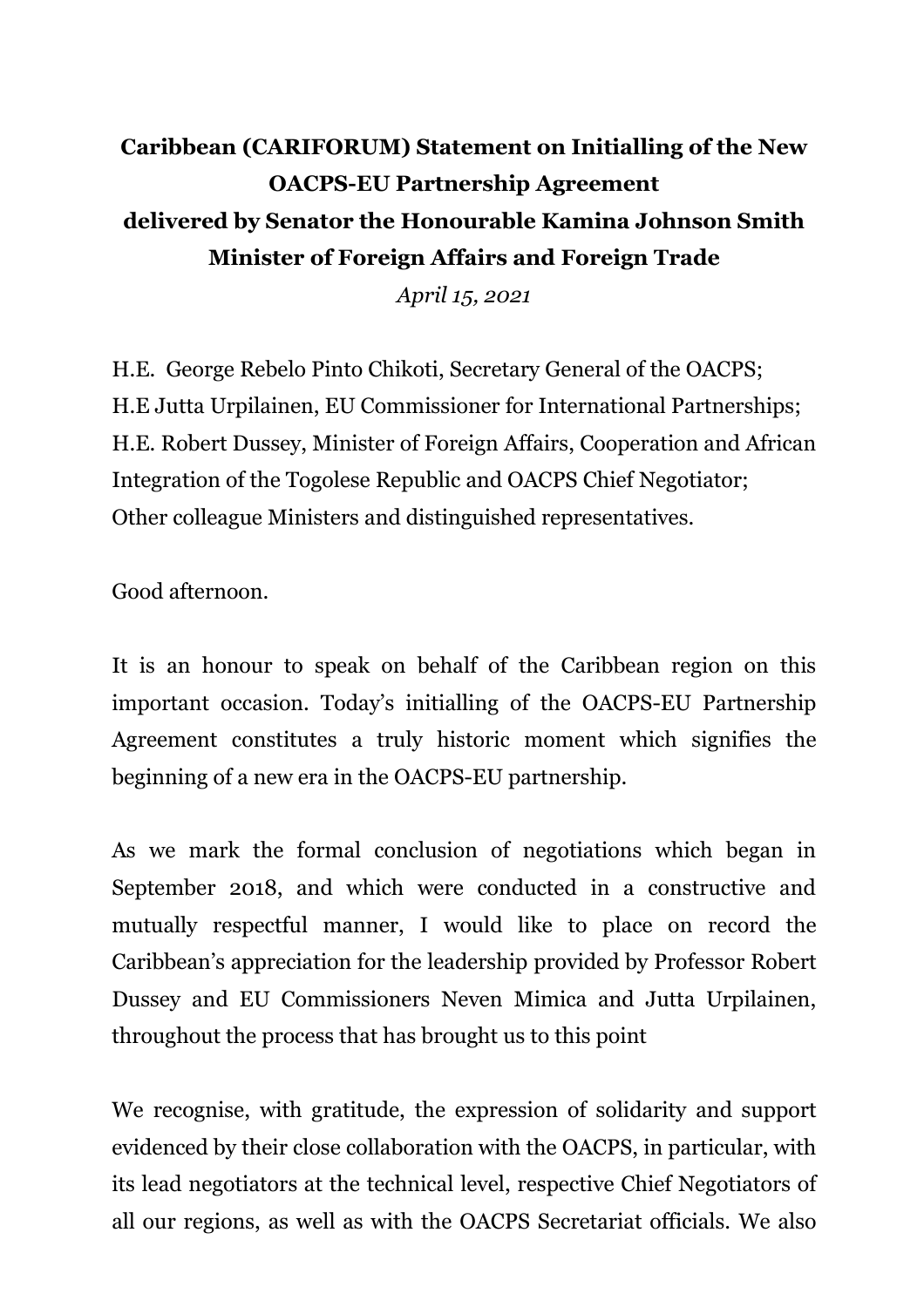**Caribbean (CARIFORUM) Statement on Initialling of the New OACPS-EU Partnership Agreement**
**delivered by Senator the Honourable Kamina Johnson Smith**
**Minister of Foreign Affairs and Foreign Trade**

*April 15, 2021*

H.E. George Rebelo Pinto Chikoti, Secretary General of the OACPS;
H.E Jutta Urpilainen, EU Commissioner for International Partnerships;
H.E. Robert Dussey, Minister of Foreign Affairs, Cooperation and African Integration of the Togolese Republic and OACPS Chief Negotiator;
Other colleague Ministers and distinguished representatives.

Good afternoon.

It is an honour to speak on behalf of the Caribbean region on this important occasion. Today's initialling of the OACPS-EU Partnership Agreement constitutes a truly historic moment which signifies the beginning of a new era in the OACPS-EU partnership.

As we mark the formal conclusion of negotiations which began in September 2018, and which were conducted in a constructive and mutually respectful manner, I would like to place on record the Caribbean's appreciation for the leadership provided by Professor Robert Dussey and EU Commissioners Neven Mimica and Jutta Urpilainen, throughout the process that has brought us to this point

We recognise, with gratitude, the expression of solidarity and support evidenced by their close collaboration with the OACPS, in particular, with its lead negotiators at the technical level, respective Chief Negotiators of all our regions, as well as with the OACPS Secretariat officials. We also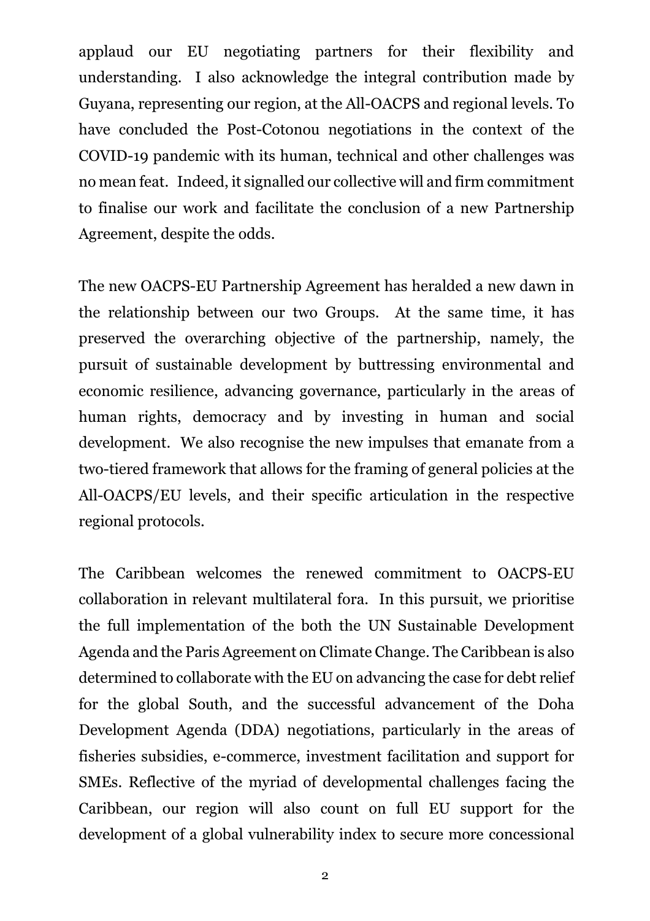applaud our EU negotiating partners for their flexibility and understanding. I also acknowledge the integral contribution made by Guyana, representing our region, at the All-OACPS and regional levels. To have concluded the Post-Cotonou negotiations in the context of the COVID-19 pandemic with its human, technical and other challenges was no mean feat. Indeed, it signalled our collective will and firm commitment to finalise our work and facilitate the conclusion of a new Partnership Agreement, despite the odds.

The new OACPS-EU Partnership Agreement has heralded a new dawn in the relationship between our two Groups. At the same time, it has preserved the overarching objective of the partnership, namely, the pursuit of sustainable development by buttressing environmental and economic resilience, advancing governance, particularly in the areas of human rights, democracy and by investing in human and social development. We also recognise the new impulses that emanate from a two-tiered framework that allows for the framing of general policies at the All-OACPS/EU levels, and their specific articulation in the respective regional protocols.

The Caribbean welcomes the renewed commitment to OACPS-EU collaboration in relevant multilateral fora. In this pursuit, we prioritise the full implementation of the both the UN Sustainable Development Agenda and the Paris Agreement on Climate Change. The Caribbean is also determined to collaborate with the EU on advancing the case for debt relief for the global South, and the successful advancement of the Doha Development Agenda (DDA) negotiations, particularly in the areas of fisheries subsidies, e-commerce, investment facilitation and support for SMEs. Reflective of the myriad of developmental challenges facing the Caribbean, our region will also count on full EU support for the development of a global vulnerability index to secure more concessional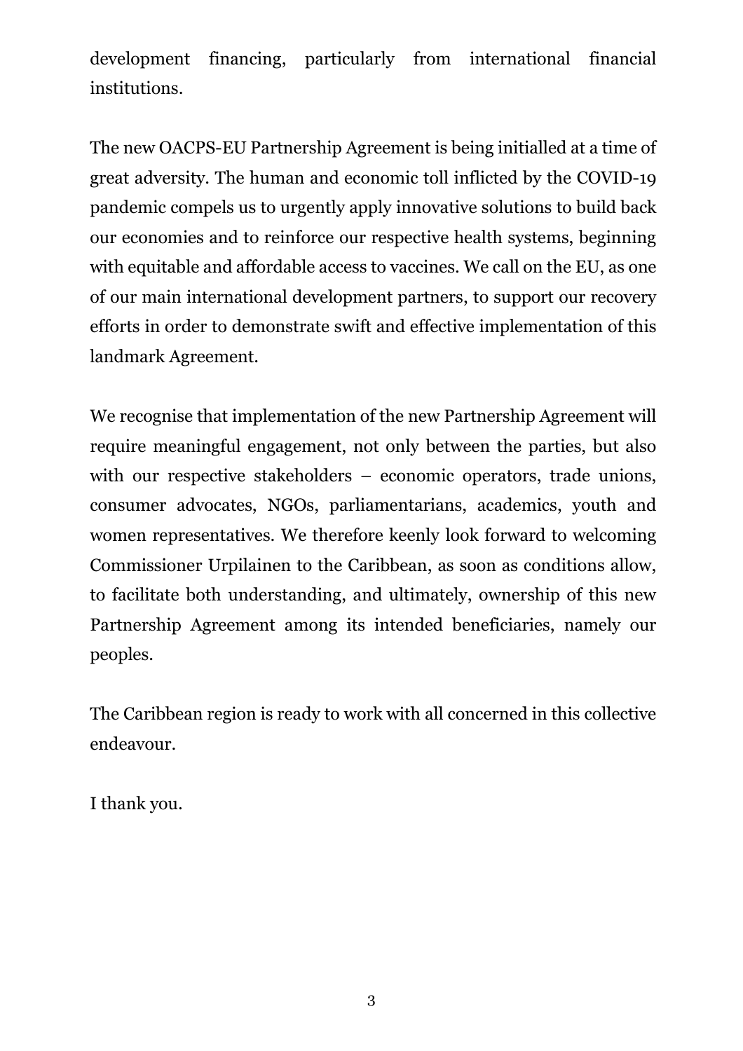development financing, particularly from international financial institutions.

The new OACPS-EU Partnership Agreement is being initialled at a time of great adversity. The human and economic toll inflicted by the COVID-19 pandemic compels us to urgently apply innovative solutions to build back our economies and to reinforce our respective health systems, beginning with equitable and affordable access to vaccines. We call on the EU, as one of our main international development partners, to support our recovery efforts in order to demonstrate swift and effective implementation of this landmark Agreement.

We recognise that implementation of the new Partnership Agreement will require meaningful engagement, not only between the parties, but also with our respective stakeholders – economic operators, trade unions, consumer advocates, NGOs, parliamentarians, academics, youth and women representatives. We therefore keenly look forward to welcoming Commissioner Urpilainen to the Caribbean, as soon as conditions allow, to facilitate both understanding, and ultimately, ownership of this new Partnership Agreement among its intended beneficiaries, namely our peoples.

The Caribbean region is ready to work with all concerned in this collective endeavour.

I thank you.